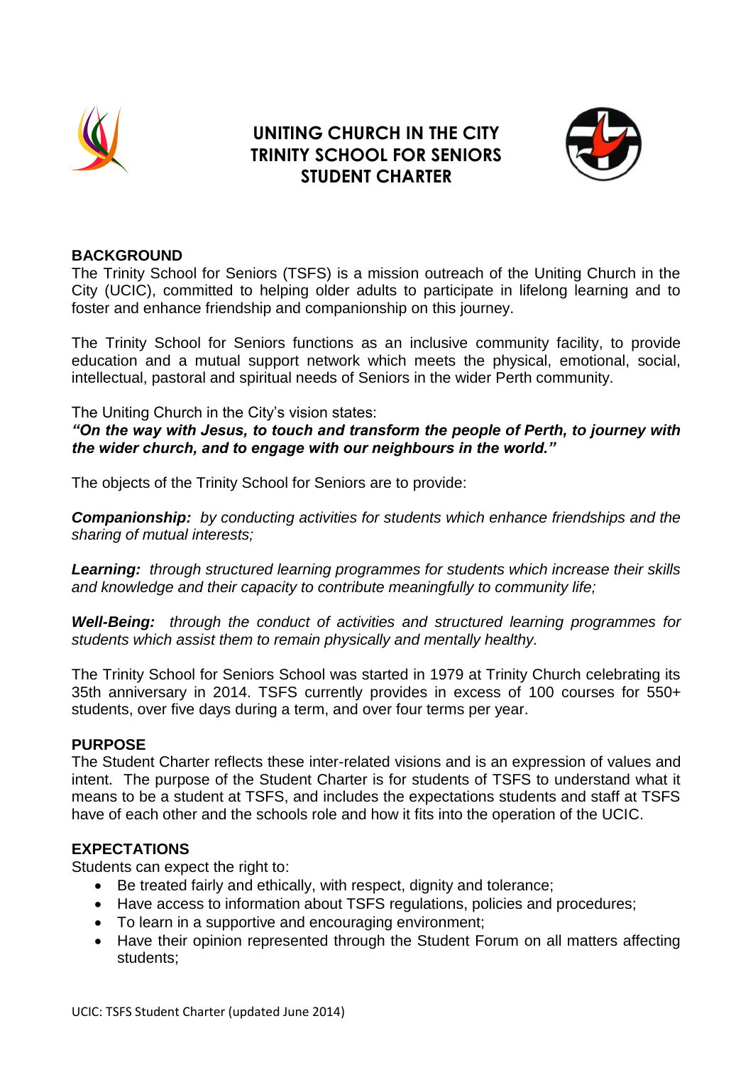# UNITING CHURCH IN THE CITY
# TRINITY SCHOOL FOR SENIORS
# STUDENT CHARTER

## BACKGROUND

The Trinity School for Seniors (TSFS) is a mission outreach of the Uniting Church in the City (UCIC), committed to helping older adults to participate in lifelong learning and to foster and enhance friendship and companionship on this journey.

The Trinity School for Seniors functions as an inclusive community facility, to provide education and a mutual support network which meets the physical, emotional, social, intellectual, pastoral and spiritual needs of Seniors in the wider Perth community.

The Uniting Church in the City's vision states:
***"On the way with Jesus, to touch and transform the people of Perth, to journey with the wider church, and to engage with our neighbours in the world."***

The objects of the Trinity School for Seniors are to provide:

***Companionship:*** *by conducting activities for students which enhance friendships and the sharing of mutual interests;*

***Learning:*** *through structured learning programmes for students which increase their skills and knowledge and their capacity to contribute meaningfully to community life;*

***Well-Being:*** *through the conduct of activities and structured learning programmes for students which assist them to remain physically and mentally healthy.*

The Trinity School for Seniors School was started in 1979 at Trinity Church celebrating its 35th anniversary in 2014. TSFS currently provides in excess of 100 courses for 550+ students, over five days during a term, and over four terms per year.

## PURPOSE

The Student Charter reflects these inter-related visions and is an expression of values and intent. The purpose of the Student Charter is for students of TSFS to understand what it means to be a student at TSFS, and includes the expectations students and staff at TSFS have of each other and the schools role and how it fits into the operation of the UCIC.

## EXPECTATIONS

Students can expect the right to:

- Be treated fairly and ethically, with respect, dignity and tolerance;
- Have access to information about TSFS regulations, policies and procedures;
- To learn in a supportive and encouraging environment;
- Have their opinion represented through the Student Forum on all matters affecting students;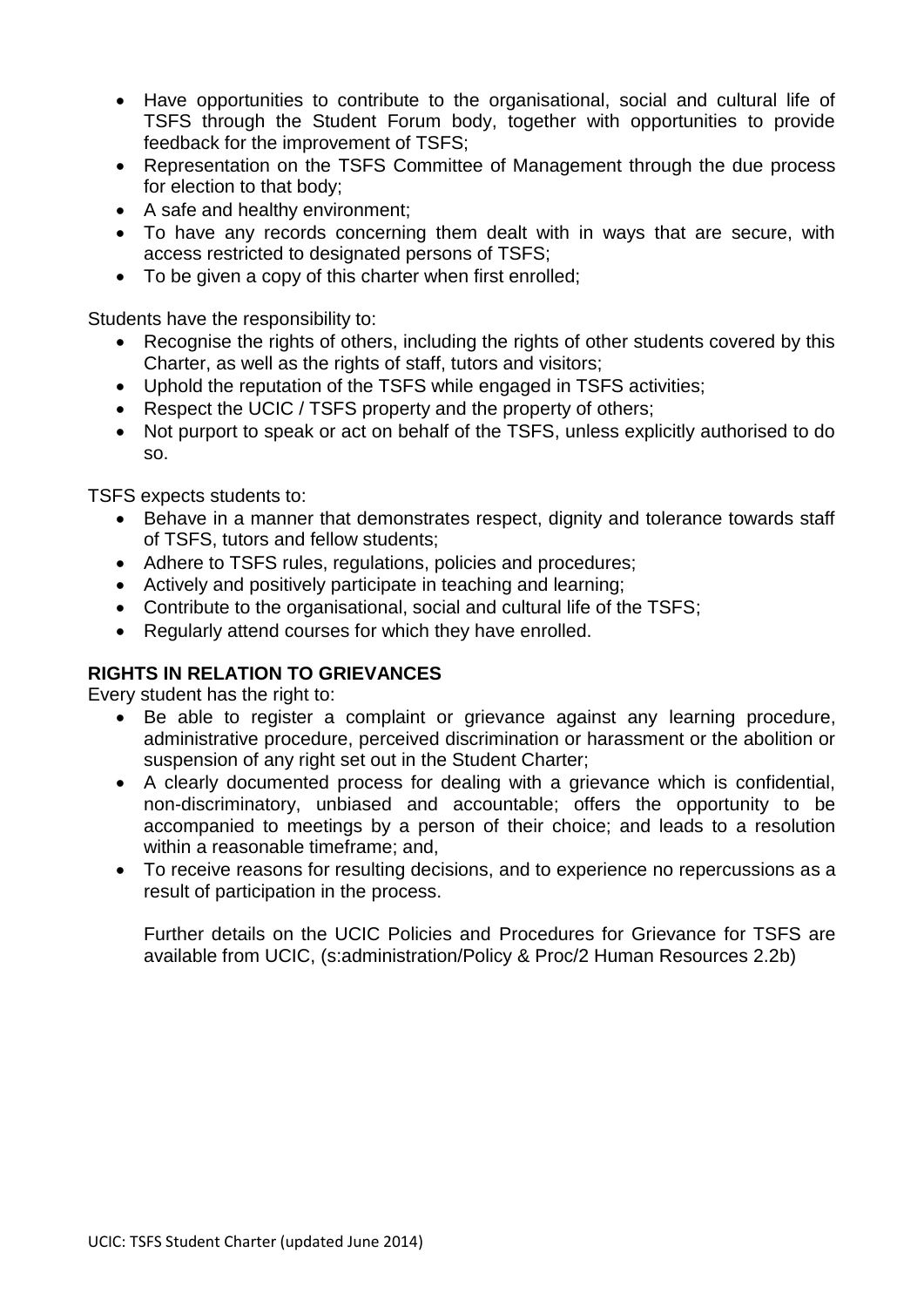- Have opportunities to contribute to the organisational, social and cultural life of TSFS through the Student Forum body, together with opportunities to provide feedback for the improvement of TSFS;
- Representation on the TSFS Committee of Management through the due process for election to that body;
- A safe and healthy environment;
- To have any records concerning them dealt with in ways that are secure, with access restricted to designated persons of TSFS;
- To be given a copy of this charter when first enrolled;

Students have the responsibility to:

- Recognise the rights of others, including the rights of other students covered by this Charter, as well as the rights of staff, tutors and visitors;
- Uphold the reputation of the TSFS while engaged in TSFS activities;
- Respect the UCIC / TSFS property and the property of others;
- Not purport to speak or act on behalf of the TSFS, unless explicitly authorised to do so.

TSFS expects students to:

- Behave in a manner that demonstrates respect, dignity and tolerance towards staff of TSFS, tutors and fellow students;
- Adhere to TSFS rules, regulations, policies and procedures;
- Actively and positively participate in teaching and learning;
- Contribute to the organisational, social and cultural life of the TSFS;
- Regularly attend courses for which they have enrolled.

**RIGHTS IN RELATION TO GRIEVANCES**

Every student has the right to:

- Be able to register a complaint or grievance against any learning procedure, administrative procedure, perceived discrimination or harassment or the abolition or suspension of any right set out in the Student Charter;
- A clearly documented process for dealing with a grievance which is confidential, non-discriminatory, unbiased and accountable; offers the opportunity to be accompanied to meetings by a person of their choice; and leads to a resolution within a reasonable timeframe; and,
- To receive reasons for resulting decisions, and to experience no repercussions as a result of participation in the process.

  Further details on the UCIC Policies and Procedures for Grievance for TSFS are available from UCIC, (s:administration/Policy & Proc/2 Human Resources 2.2b)